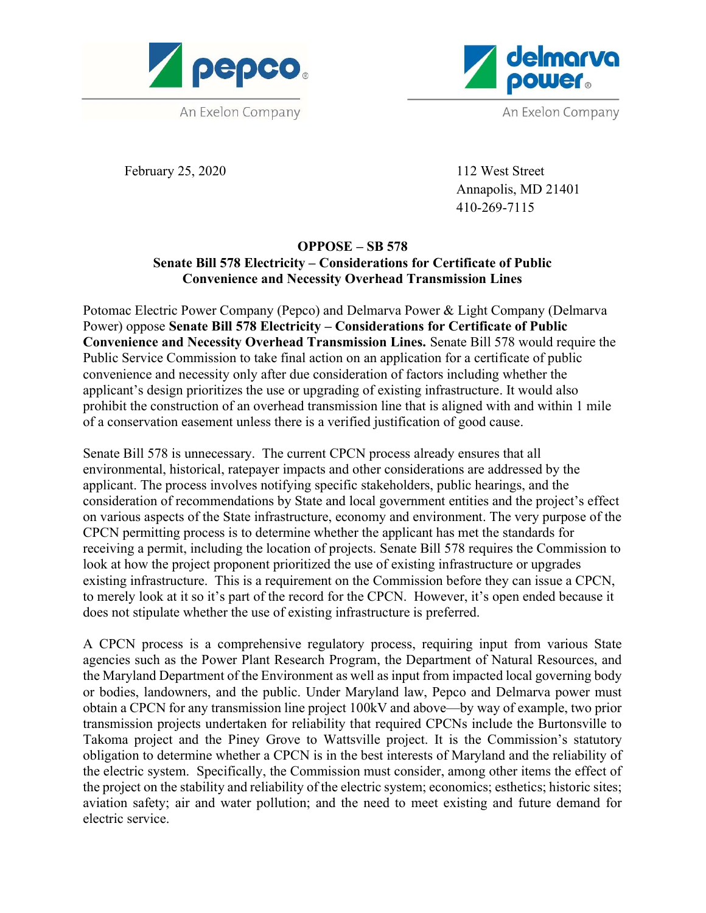pepco
An Exelon Company

delmarva power
An Exelon Company

February 25, 2020

112 West Street
Annapolis, MD 21401
410-269-7115

**OPPOSE – SB 578**
**Senate Bill 578 Electricity – Considerations for Certificate of Public Convenience and Necessity Overhead Transmission Lines**

Potomac Electric Power Company (Pepco) and Delmarva Power & Light Company (Delmarva Power) oppose **Senate Bill 578 Electricity – Considerations for Certificate of Public Convenience and Necessity Overhead Transmission Lines.** Senate Bill 578 would require the Public Service Commission to take final action on an application for a certificate of public convenience and necessity only after due consideration of factors including whether the applicant's design prioritizes the use or upgrading of existing infrastructure. It would also prohibit the construction of an overhead transmission line that is aligned with and within 1 mile of a conservation easement unless there is a verified justification of good cause.

Senate Bill 578 is unnecessary. The current CPCN process already ensures that all environmental, historical, ratepayer impacts and other considerations are addressed by the applicant. The process involves notifying specific stakeholders, public hearings, and the consideration of recommendations by State and local government entities and the project's effect on various aspects of the State infrastructure, economy and environment. The very purpose of the CPCN permitting process is to determine whether the applicant has met the standards for receiving a permit, including the location of projects. Senate Bill 578 requires the Commission to look at how the project proponent prioritized the use of existing infrastructure or upgrades existing infrastructure. This is a requirement on the Commission before they can issue a CPCN, to merely look at it so it's part of the record for the CPCN. However, it's open ended because it does not stipulate whether the use of existing infrastructure is preferred.

A CPCN process is a comprehensive regulatory process, requiring input from various State agencies such as the Power Plant Research Program, the Department of Natural Resources, and the Maryland Department of the Environment as well as input from impacted local governing body or bodies, landowners, and the public. Under Maryland law, Pepco and Delmarva power must obtain a CPCN for any transmission line project 100kV and above—by way of example, two prior transmission projects undertaken for reliability that required CPCNs include the Burtonsville to Takoma project and the Piney Grove to Wattsville project. It is the Commission's statutory obligation to determine whether a CPCN is in the best interests of Maryland and the reliability of the electric system. Specifically, the Commission must consider, among other items the effect of the project on the stability and reliability of the electric system; economics; esthetics; historic sites; aviation safety; air and water pollution; and the need to meet existing and future demand for electric service.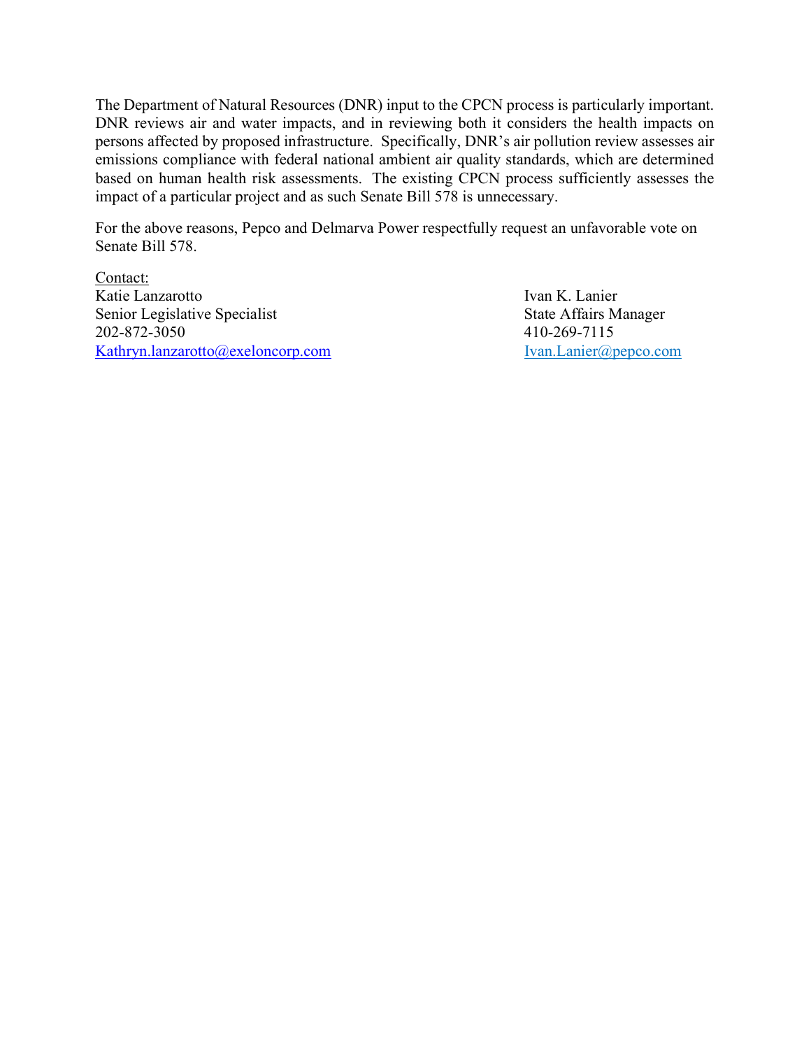The Department of Natural Resources (DNR) input to the CPCN process is particularly important. DNR reviews air and water impacts, and in reviewing both it considers the health impacts on persons affected by proposed infrastructure. Specifically, DNR's air pollution review assesses air emissions compliance with federal national ambient air quality standards, which are determined based on human health risk assessments. The existing CPCN process sufficiently assesses the impact of a particular project and as such Senate Bill 578 is unnecessary.

For the above reasons, Pepco and Delmarva Power respectfully request an unfavorable vote on Senate Bill 578.

Contact:

Katie Lanzarotto
Senior Legislative Specialist
202-872-3050
Kathryn.lanzarotto@exeloncorp.com

Ivan K. Lanier
State Affairs Manager
410-269-7115
Ivan.Lanier@pepco.com